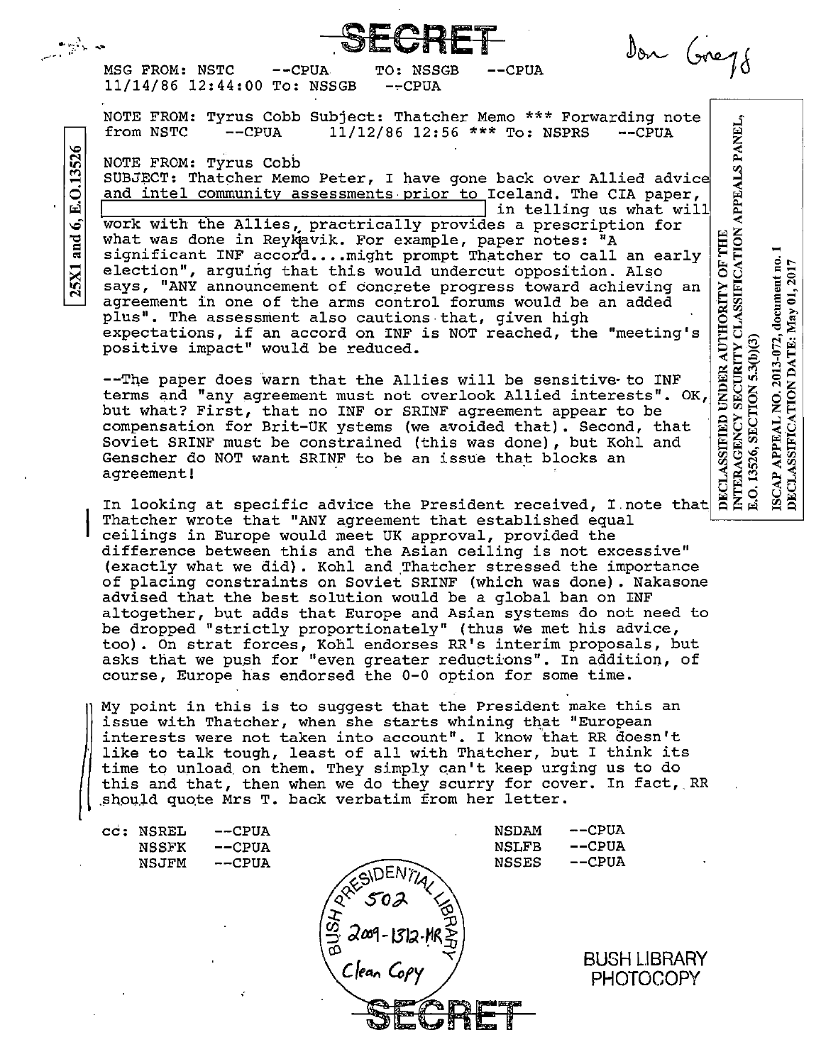SECRET

Don Gregg

MSG FROM: NSTC --CPUA TO: NSSGB --CPUA
11/14/86 12:44:00 To: NSSGB --CPUA

NOTE FROM: Tyrus Cobb Subject: Thatcher Memo *** Forwarding note from NSTC --CPUA 11/12/86 12:56 *** To: NSPRS --CPUA

25X1 and 6, E.O.13526

NOTE FROM: Tyrus Cobb
SUBJECT: Thatcher Memo Peter, I have gone back over Allied advice and intel community assessments prior to Iceland. The CIA paper, [redacted] in telling us what will work with the Allies, practically provides a prescription for what was done in Reykjavik. For example, paper notes: "A significant INF accord....might prompt Thatcher to call an early election", arguing that this would undercut opposition. Also says, "ANY announcement of concrete progress toward achieving an agreement in one of the arms control forums would be an added plus". The assessment also cautions that, given high expectations, if an accord on INF is NOT reached, the "meeting's positive impact" would be reduced.

--The paper does warn that the Allies will be sensitive to INF terms and "any agreement must not overlook Allied interests". OK, but what? First, that no INF or SRINF agreement appear to be compensation for Brit-UK ystems (we avoided that). Second, that Soviet SRINF must be constrained (this was done), but Kohl and Genscher do NOT want SRINF to be an issue that blocks an agreement!

In looking at specific advice the President received, I note that Thatcher wrote that "ANY agreement that established equal ceilings in Europe would meet UK approval, provided the difference between this and the Asian ceiling is not excessive" (exactly what we did). Kohl and Thatcher stressed the importance of placing constraints on Soviet SRINF (which was done). Nakasone advised that the best solution would be a global ban on INF altogether, but adds that Europe and Asian systems do not need to be dropped "strictly proportionately" (thus we met his advice, too). On strat forces, Kohl endorses RR's interim proposals, but asks that we push for "even greater reductions". In addition, of course, Europe has endorsed the 0-0 option for some time.

My point in this is to suggest that the President make this an issue with Thatcher, when she starts whining that "European interests were not taken into account". I know that RR doesn't like to talk tough, least of all with Thatcher, but I think its time to unload on them. They simply can't keep urging us to do this and that, then when we do they scurry for cover. In fact, RR should quote Mrs T. back verbatim from her letter.

cc: NSREL --CPUA NSDAM --CPUA
NSSFK --CPUA NSLFB --CPUA
NSJFM --CPUA NSSES --CPUA

DECLASSIFIED UNDER AUTHORITY OF THE INTERAGENCY SECURITY CLASSIFICATION APPEALS PANEL, E.O. 13526, SECTION 5.3(b)(3)

ISCAP APPEAL NO. 2013-072, document no. 1
DECLASSIFICATION DATE: May 01, 2017

BUSH PRESIDENTIAL LIBRARY
502
2009-1312-MR
Clean Copy

BUSH LIBRARY PHOTOCOPY

SECRET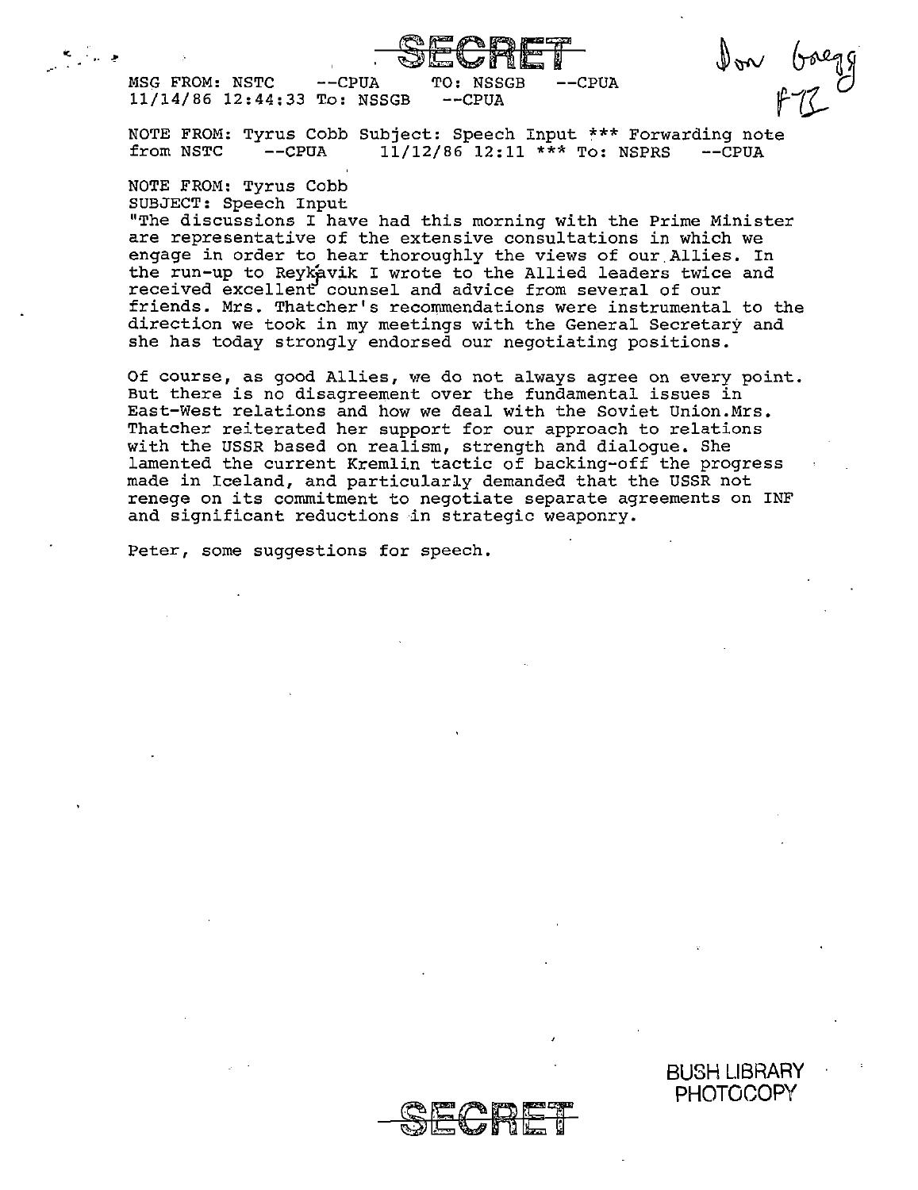SECRET

MSG FROM: NSTC --CPUA TO: NSSGB --CPUA
11/14/86 12:44:33 To: NSSGB --CPUA

Don Gregg
FYI

NOTE FROM: Tyrus Cobb Subject: Speech Input *** Forwarding note from NSTC --CPUA 11/12/86 12:11 *** To: NSPRS --CPUA

NOTE FROM: Tyrus Cobb
SUBJECT: Speech Input

"The discussions I have had this morning with the Prime Minister are representative of the extensive consultations in which we engage in order to hear thoroughly the views of our Allies. In the run-up to Reykjavik I wrote to the Allied leaders twice and received excellent counsel and advice from several of our friends. Mrs. Thatcher's recommendations were instrumental to the direction we took in my meetings with the General Secretary and she has today strongly endorsed our negotiating positions.

Of course, as good Allies, we do not always agree on every point. But there is no disagreement over the fundamental issues in East-West relations and how we deal with the Soviet Union.Mrs. Thatcher reiterated her support for our approach to relations with the USSR based on realism, strength and dialogue. She lamented the current Kremlin tactic of backing-off the progress made in Iceland, and particularly demanded that the USSR not renege on its commitment to negotiate separate agreements on INF and significant reductions in strategic weaponry.

Peter, some suggestions for speech.

SECRET